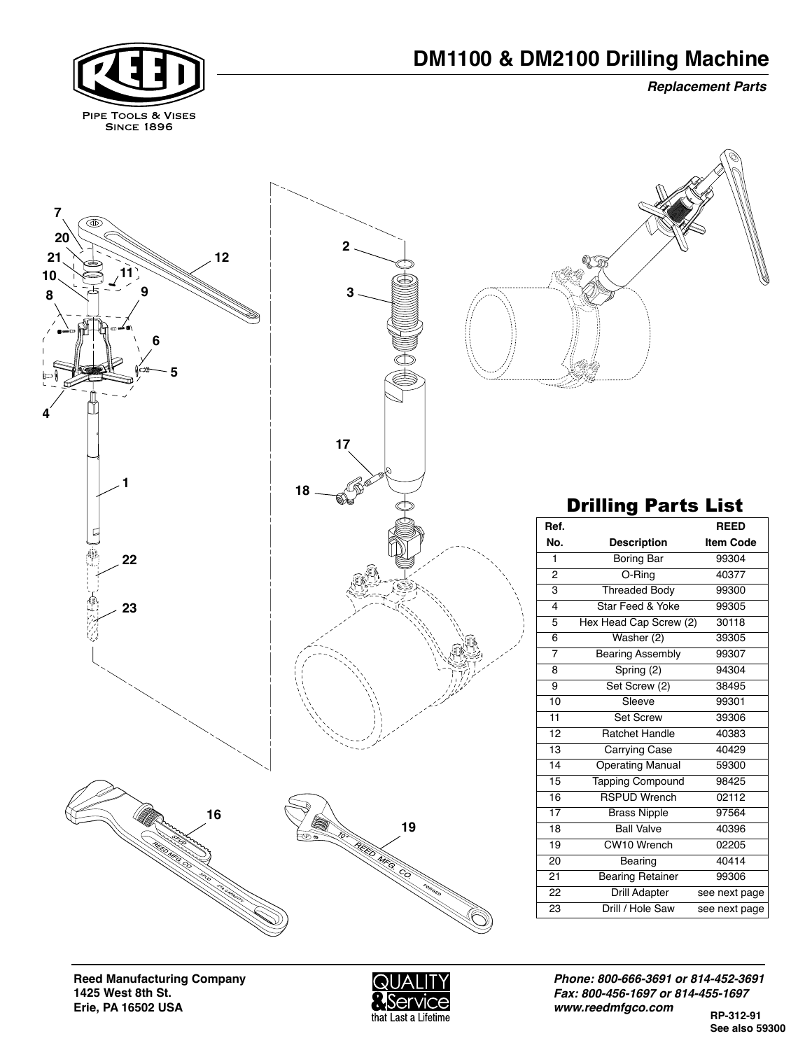# DM1100 & DM2100 Drilling Machine

***Replacement Parts***

PIPE TOOLS & VISES
SINCE 1896

## Drilling Parts List

| Ref. No. | Description | REED Item Code |
|---|---|---|
| 1 | Boring Bar | 99304 |
| 2 | O-Ring | 40377 |
| 3 | Threaded Body | 99300 |
| 4 | Star Feed & Yoke | 99305 |
| 5 | Hex Head Cap Screw (2) | 30118 |
| 6 | Washer (2) | 39305 |
| 7 | Bearing Assembly | 99307 |
| 8 | Spring (2) | 94304 |
| 9 | Set Screw (2) | 38495 |
| 10 | Sleeve | 99301 |
| 11 | Set Screw | 39306 |
| 12 | Ratchet Handle | 40383 |
| 13 | Carrying Case | 40429 |
| 14 | Operating Manual | 59300 |
| 15 | Tapping Compound | 98425 |
| 16 | RSPUD Wrench | 02112 |
| 17 | Brass Nipple | 97564 |
| 18 | Ball Valve | 40396 |
| 19 | CW10 Wrench | 02205 |
| 20 | Bearing | 40414 |
| 21 | Bearing Retainer | 99306 |
| 22 | Drill Adapter | see next page |
| 23 | Drill / Hole Saw | see next page |

**Reed Manufacturing Company**
**1425 West 8th St.**
**Erie, PA 16502 USA**

QUALITY & Service that Last a Lifetime

***Phone: 800-666-3691 or 814-452-3691***
***Fax: 800-456-1697 or 814-455-1697***
***www.reedmfgco.com***

**RP-312-91**
**See also 59300**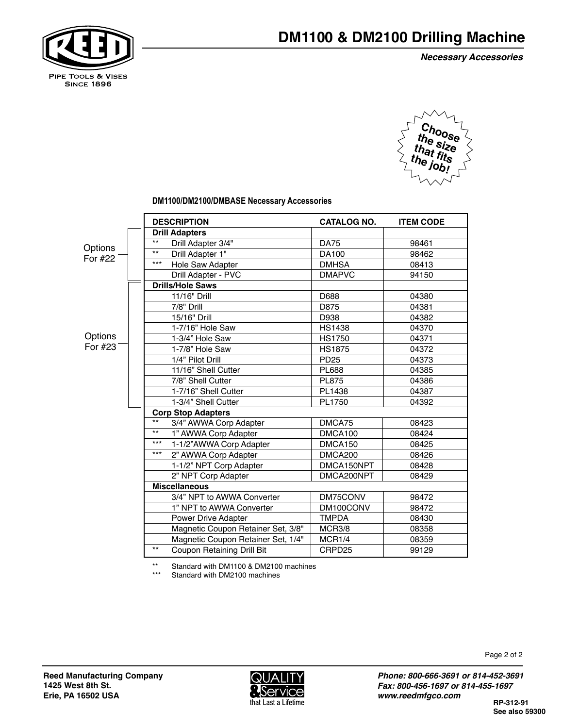# DM1100 & DM2100 Drilling Machine

***Necessary Accessories***

REED
PIPE TOOLS & VISES
SINCE 1896

Choose the size that fits the job!

**DM1100/DM2100/DMBASE Necessary Accessories**

| | DESCRIPTION | CATALOG NO. | ITEM CODE |
|---|---|---|---|
| Options For #22 | **Drill Adapters** | | |
| | ** Drill Adapter 3/4" | DA75 | 98461 |
| | ** Drill Adapter 1" | DA100 | 98462 |
| | *** Hole Saw Adapter | DMHSA | 08413 |
| | Drill Adapter - PVC | DMAPVC | 94150 |
| Options For #23 | **Drills/Hole Saws** | | |
| | 11/16" Drill | D688 | 04380 |
| | 7/8" Drill | D875 | 04381 |
| | 15/16" Drill | D938 | 04382 |
| | 1-7/16" Hole Saw | HS1438 | 04370 |
| | 1-3/4" Hole Saw | HS1750 | 04371 |
| | 1-7/8" Hole Saw | HS1875 | 04372 |
| | 1/4" Pilot Drill | PD25 | 04373 |
| | 11/16" Shell Cutter | PL688 | 04385 |
| | 7/8" Shell Cutter | PL875 | 04386 |
| | 1-7/16" Shell Cutter | PL1438 | 04387 |
| | 1-3/4" Shell Cutter | PL1750 | 04392 |
| | **Corp Stop Adapters** | | |
| | ** 3/4" AWWA Corp Adapter | DMCA75 | 08423 |
| | ** 1" AWWA Corp Adapter | DMCA100 | 08424 |
| | *** 1-1/2"AWWA Corp Adapter | DMCA150 | 08425 |
| | *** 2" AWWA Corp Adapter | DMCA200 | 08426 |
| | 1-1/2" NPT Corp Adapter | DMCA150NPT | 08428 |
| | 2" NPT Corp Adapter | DMCA200NPT | 08429 |
| | **Miscellaneous** | | |
| | 3/4" NPT to AWWA Converter | DM75CONV | 98472 |
| | 1" NPT to AWWA Converter | DM100CONV | 98472 |
| | Power Drive Adapter | TMPDA | 08430 |
| | Magnetic Coupon Retainer Set, 3/8" | MCR3/8 | 08358 |
| | Magnetic Coupon Retainer Set, 1/4" | MCR1/4 | 08359 |
| | ** Coupon Retaining Drill Bit | CRPD25 | 99129 |

** Standard with DM1100 & DM2100 machines
*** Standard with DM2100 machines

**Reed Manufacturing Company**
**1425 West 8th St.**
**Erie, PA 16502 USA**

QUALITY & Service that Last a Lifetime

***Phone: 800-666-3691 or 814-452-3691***
***Fax: 800-456-1697 or 814-455-1697***
***www.reedmfgco.com***

**RP-312-91**
**See also 59300**